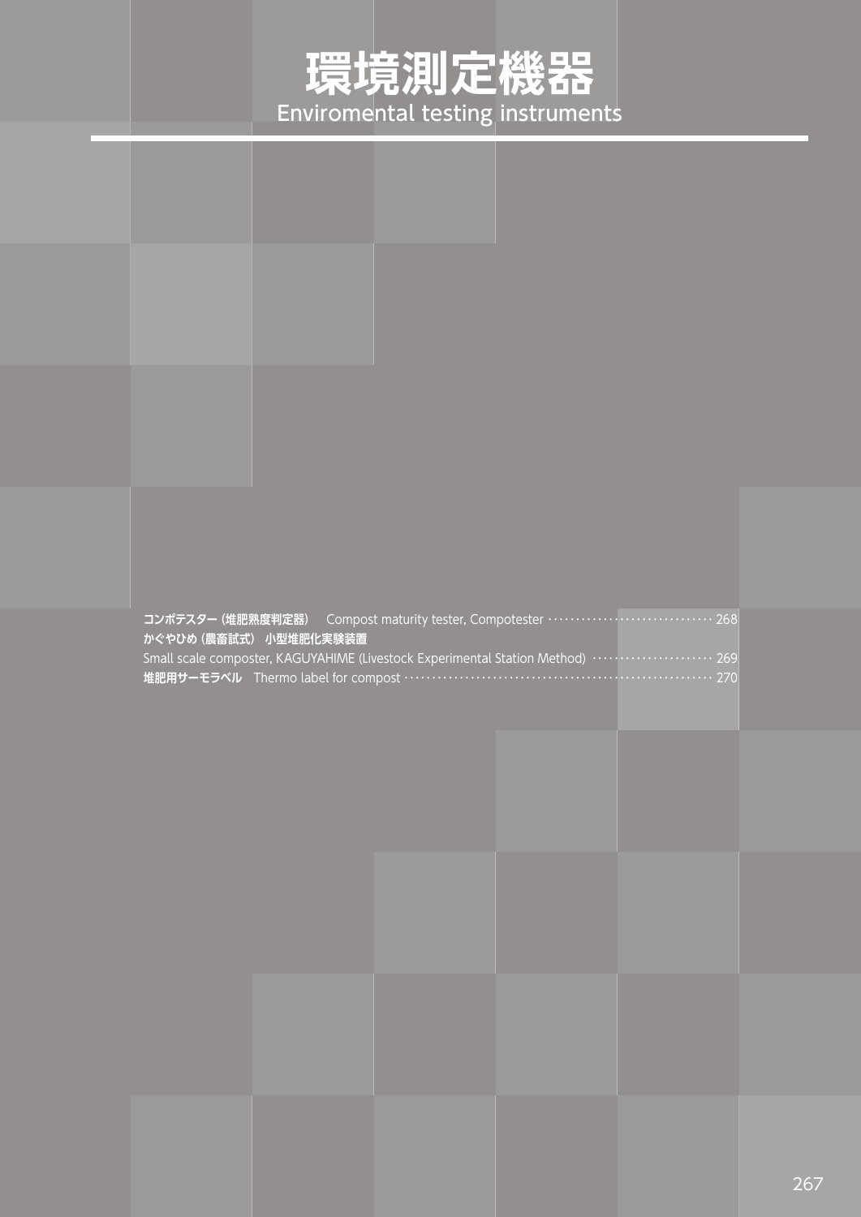# 環境測定機器

## Enviromental testing instruments

- **コンポテスター（堆肥熟度判定器）** Compost maturity tester, Compotester ······ 268
- **かぐやひめ（農畜試式） 小型堆肥化実験装置** Small scale composter, KAGUYAHIME (Livestock Experimental Station Method) ······ 269
- **堆肥用サーモラベル** Thermo label for compost ······ 270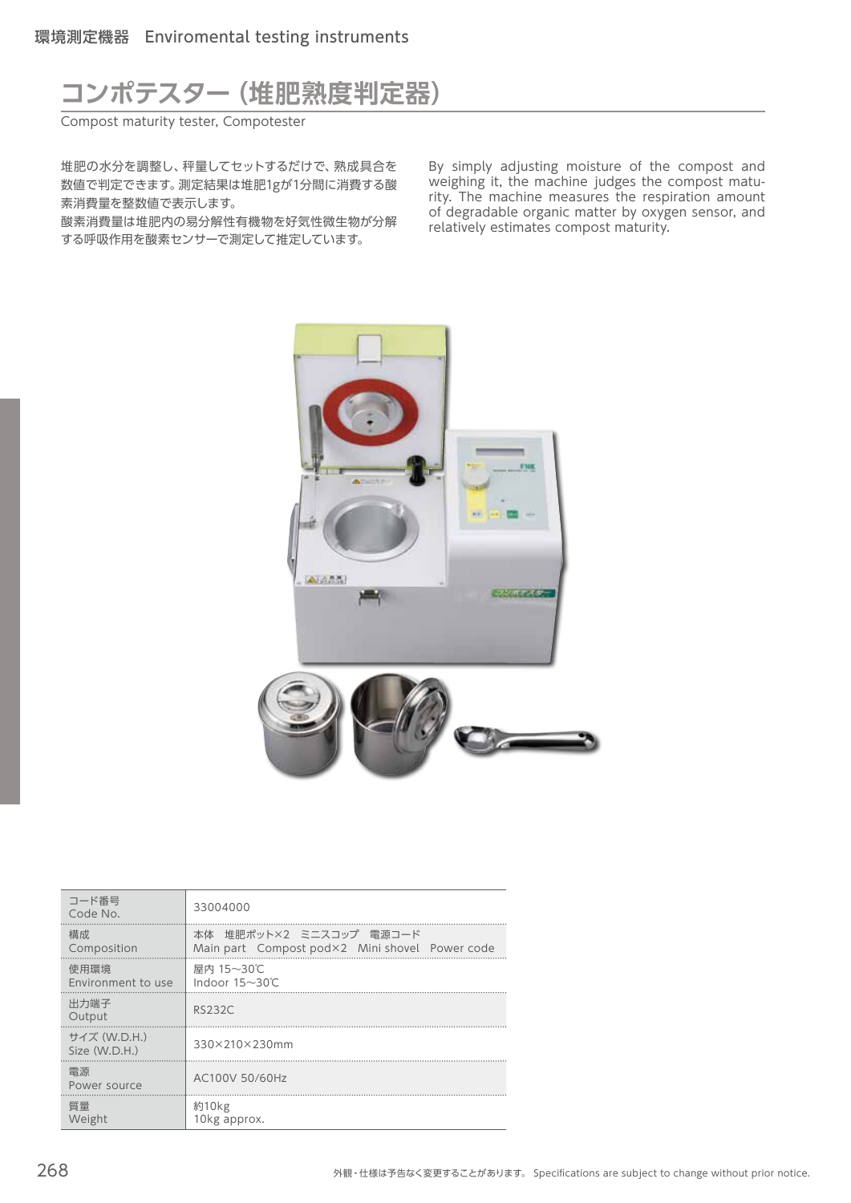# コンポテスター（堆肥熟度判定器）

Compost maturity tester, Compotester

堆肥の水分を調整し、秤量してセットするだけで、熟成具合を数値で判定できます。測定結果は堆肥1gが1分間に消費する酸素消費量を整数値で表示します。
酸素消費量は堆肥内の易分解性有機物を好気性微生物が分解する呼吸作用を酸素センサーで測定して推定しています。

By simply adjusting moisture of the compost and weighing it, the machine judges the compost maturity. The machine measures the respiration amount of degradable organic matter by oxygen sensor, and relatively estimates compost maturity.

| | |
|---|---|
| コード番号 Code No. | 33004000 |
| 構成 Composition | 本体　堆肥ポット×2　ミニスコップ　電源コード<br>Main part　Compost pod×2　Mini shovel　Power code |
| 使用環境 Environment to use | 屋内 15～30℃<br>Indoor 15～30℃ |
| 出力端子 Output | RS232C |
| サイズ (W.D.H.) Size (W.D.H.) | 330×210×230mm |
| 電源 Power source | AC100V 50/60Hz |
| 質量 Weight | 約10kg<br>10kg approx. |

外観・仕様は予告なく変更することがあります。 Specifications are subject to change without prior notice.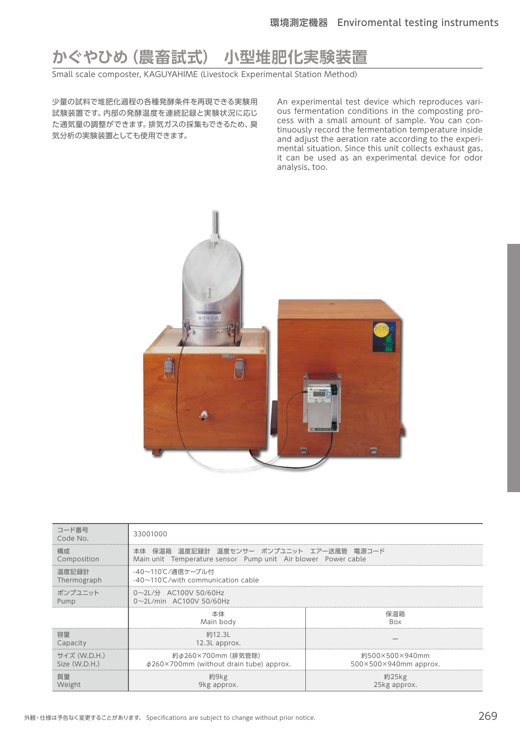# かぐやひめ（農畜試式） 小型堆肥化実験装置

Small scale composter, KAGUYAHIME (Livestock Experimental Station Method)

少量の試料で堆肥化過程の各種発酵条件を再現できる実験用試験装置です。内部の発酵温度を連続記録と実験状況に応じた通気量の調整ができます。排気ガスの採集もできるため、臭気分析の実験装置としても使用できます。

An experimental test device which reproduces various fermentation conditions in the composting process with a small amount of sample. You can continuously record the fermentation temperature inside and adjust the aeration rate according to the experimental situation. Since this unit collects exhaust gas, it can be used as an experimental device for odor analysis, too.

| コード番号<br>Code No. | 33001000 | |
|---|---|---|
| 構成<br>Composition | 本体　保温箱　温度記録計　温度センサー　ポンプユニット　エアー送風管　電源コード<br>Main unit　Temperature sensor　Pump unit　Air blower　Power cable | |
| 温度記録計<br>Thermograph | -40～110℃/通信ケーブル付<br>-40～110℃/with communication cable | |
| ポンプユニット<br>Pump | 0～2L/分　AC100V 50/60Hz<br>0～2L/min　AC100V 50/60Hz | |
| | 本体<br>Main body | 保温箱<br>Box |
| 容量<br>Capacity | 約12.3L<br>12.3L approx. | – |
| サイズ (W.D.H.)<br>Size (W.D.H.) | 約φ260×700mm（排気管除）<br>φ260×700mm (without drain tube) approx. | 約500×500×940mm<br>500×500×940mm approx. |
| 質量<br>Weight | 約9kg<br>9kg approx. | 約25kg<br>25kg approx. |

外観・仕様は予告なく変更することがあります。 Specifications are subject to change without prior notice.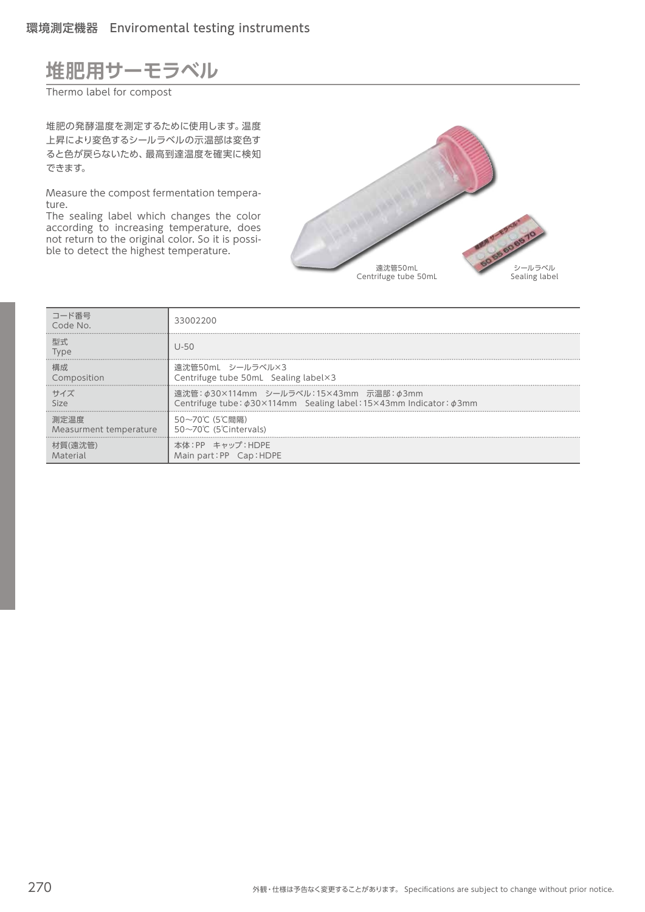# 堆肥用サーモラベル

Thermo label for compost

堆肥の発酵温度を測定するために使用します。温度上昇により変色するシールラベルの示温部は変色すると色が戻らないため、最高到達温度を確実に検知できます。

Measure the compost fermentation temperature.
The sealing label which changes the color according to increasing temperature, does not return to the original color. So it is possible to detect the highest temperature.

遠沈管50mL
Centrifuge tube 50mL

シールラベル
Sealing label

| | |
|---|---|
| コード番号<br>Code No. | 33002200 |
| 型式<br>Type | U-50 |
| 構成<br>Composition | 遠沈管50mL　シールラベル×3<br>Centrifuge tube 50mL　Sealing label×3 |
| サイズ<br>Size | 遠沈管：φ30×114mm　シールラベル：15×43mm　示温部：φ3mm<br>Centrifuge tube：φ30×114mm　Sealing label：15×43mm Indicator：φ3mm |
| 測定温度<br>Measurment temperature | 50〜70℃ (5℃間隔)<br>50〜70℃ (5℃intervals) |
| 材質(遠沈管)<br>Material | 本体：PP　キャップ：HDPE<br>Main part：PP　Cap：HDPE |

外観・仕様は予告なく変更することがあります。 Specifications are subject to change without prior notice.